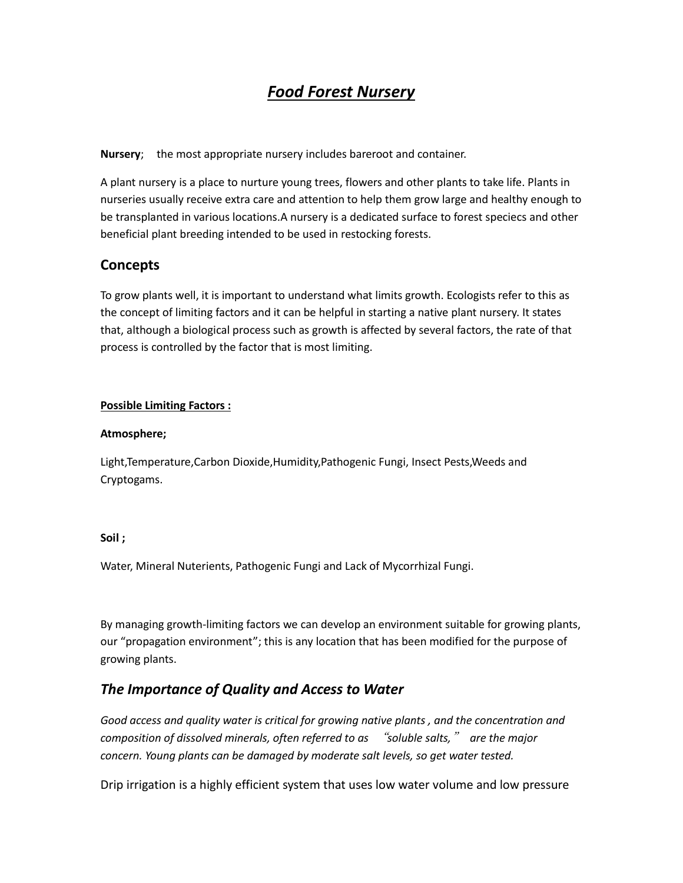# ***Food Forest Nursery***

**Nursery**;  the most appropriate nursery includes bareroot and container.

A plant nursery is a place to nurture young trees, flowers and other plants to take life. Plants in nurseries usually receive extra care and attention to help them grow large and healthy enough to be transplanted in various locations.A nursery is a dedicated surface to forest speciecs and other beneficial plant breeding intended to be used in restocking forests.

## Concepts

To grow plants well, it is important to understand what limits growth. Ecologists refer to this as the concept of limiting factors and it can be helpful in starting a native plant nursery. It states that, although a biological process such as growth is affected by several factors, the rate of that process is controlled by the factor that is most limiting.

**Possible Limiting Factors :**

**Atmosphere;**

Light,Temperature,Carbon Dioxide,Humidity,Pathogenic Fungi, Insect Pests,Weeds and Cryptogams.

**Soil ;**

Water, Mineral Nuterients, Pathogenic Fungi and Lack of Mycorrhizal Fungi.

By managing growth-limiting factors we can develop an environment suitable for growing plants, our "propagation environment"; this is any location that has been modified for the purpose of growing plants.

## *The Importance of Quality and Access to Water*

*Good access and quality water is critical for growing native plants , and the concentration and composition of dissolved minerals, often referred to as "soluble salts," are the major concern. Young plants can be damaged by moderate salt levels, so get water tested.*

Drip irrigation is a highly efficient system that uses low water volume and low pressure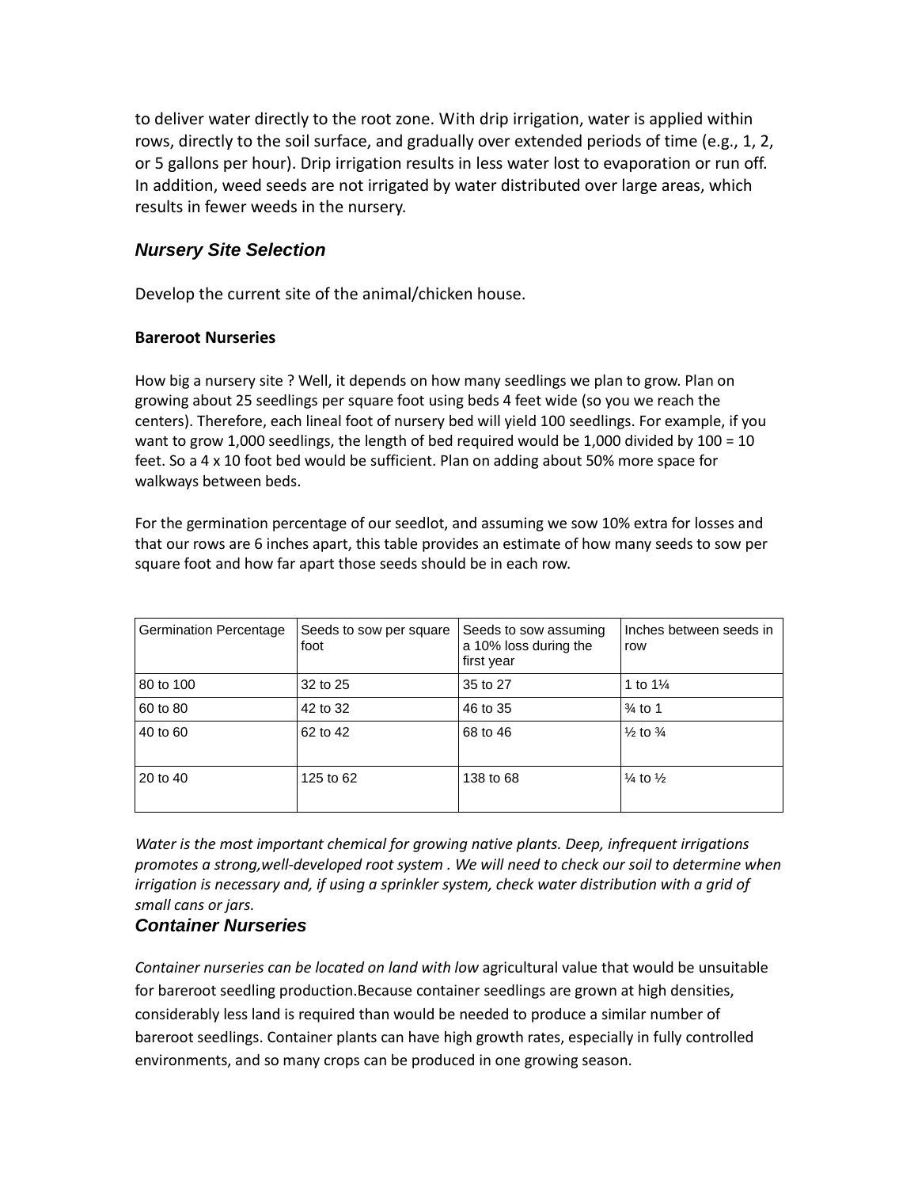to deliver water directly to the root zone. With drip irrigation, water is applied within rows, directly to the soil surface, and gradually over extended periods of time (e.g., 1, 2, or 5 gallons per hour). Drip irrigation results in less water lost to evaporation or run off. In addition, weed seeds are not irrigated by water distributed over large areas, which results in fewer weeds in the nursery.

### *Nursery Site Selection*

Develop the current site of the animal/chicken house.

**Bareroot Nurseries**

How big a nursery site ? Well, it depends on how many seedlings we plan to grow. Plan on growing about 25 seedlings per square foot using beds 4 feet wide (so you we reach the centers). Therefore, each lineal foot of nursery bed will yield 100 seedlings. For example, if you want to grow 1,000 seedlings, the length of bed required would be 1,000 divided by 100 = 10 feet. So a 4 x 10 foot bed would be sufficient. Plan on adding about 50% more space for walkways between beds.

For the germination percentage of our seedlot, and assuming we sow 10% extra for losses and that our rows are 6 inches apart, this table provides an estimate of how many seeds to sow per square foot and how far apart those seeds should be in each row.

| Germination Percentage | Seeds to sow per square foot | Seeds to sow assuming a 10% loss during the first year | Inches between seeds in row |
|---|---|---|---|
| 80 to 100 | 32 to 25 | 35 to 27 | 1 to 1¼ |
| 60 to 80 | 42 to 32 | 46 to 35 | ¾ to 1 |
| 40 to 60 | 62 to 42 | 68 to 46 | ½ to ¾ |
| 20 to 40 | 125 to 62 | 138 to 68 | ¼ to ½ |

*Water is the most important chemical for growing native plants. Deep, infrequent irrigations promotes a strong,well-developed root system . We will need to check our soil to determine when irrigation is necessary and, if using a sprinkler system, check water distribution with a grid of small cans or jars.*

### *Container Nurseries*

*Container nurseries can be located on land with low* agricultural value that would be unsuitable for bareroot seedling production.Because container seedlings are grown at high densities, considerably less land is required than would be needed to produce a similar number of bareroot seedlings. Container plants can have high growth rates, especially in fully controlled environments, and so many crops can be produced in one growing season.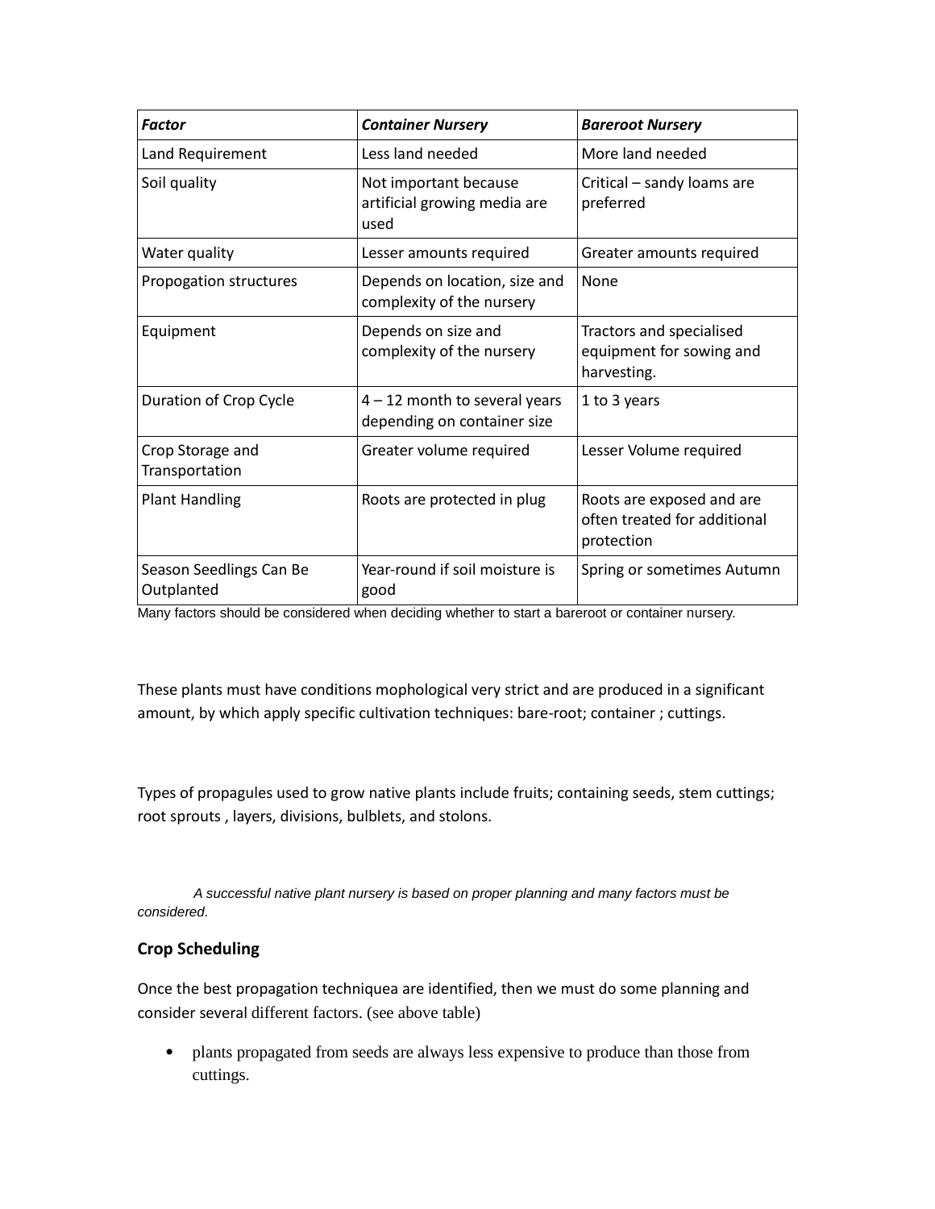| *Factor* | *Container Nursery* | *Bareroot Nursery* |
|---|---|---|
| Land Requirement | Less land needed | More land needed |
| Soil quality | Not important because artificial growing media are used | Critical – sandy loams are preferred |
| Water quality | Lesser amounts required | Greater amounts required |
| Propogation structures | Depends on location, size and complexity of the nursery | None |
| Equipment | Depends on size and complexity of the nursery | Tractors and specialised equipment for sowing and harvesting. |
| Duration of Crop Cycle | 4 – 12 month to several years depending on container size | 1 to 3 years |
| Crop Storage and Transportation | Greater volume required | Lesser Volume required |
| Plant Handling | Roots are protected in plug | Roots are exposed and are often treated for additional protection |
| Season Seedlings Can Be Outplanted | Year-round if soil moisture is good | Spring or sometimes Autumn |

Many factors should be considered when deciding whether to start a bareroot or container nursery.

These plants must have conditions mophological very strict and are produced in a significant amount, by which apply specific cultivation techniques: bare-root; container ; cuttings.

Types of propagules used to grow native plants include fruits; containing seeds, stem cuttings; root sprouts , layers, divisions, bulblets, and stolons.

*A successful native plant nursery is based on proper planning and many factors must be considered.*

### Crop Scheduling

Once the best propagation techniquea are identified, then we must do some planning and consider several different factors. (see above table)

- plants propagated from seeds are always less expensive to produce than those from cuttings.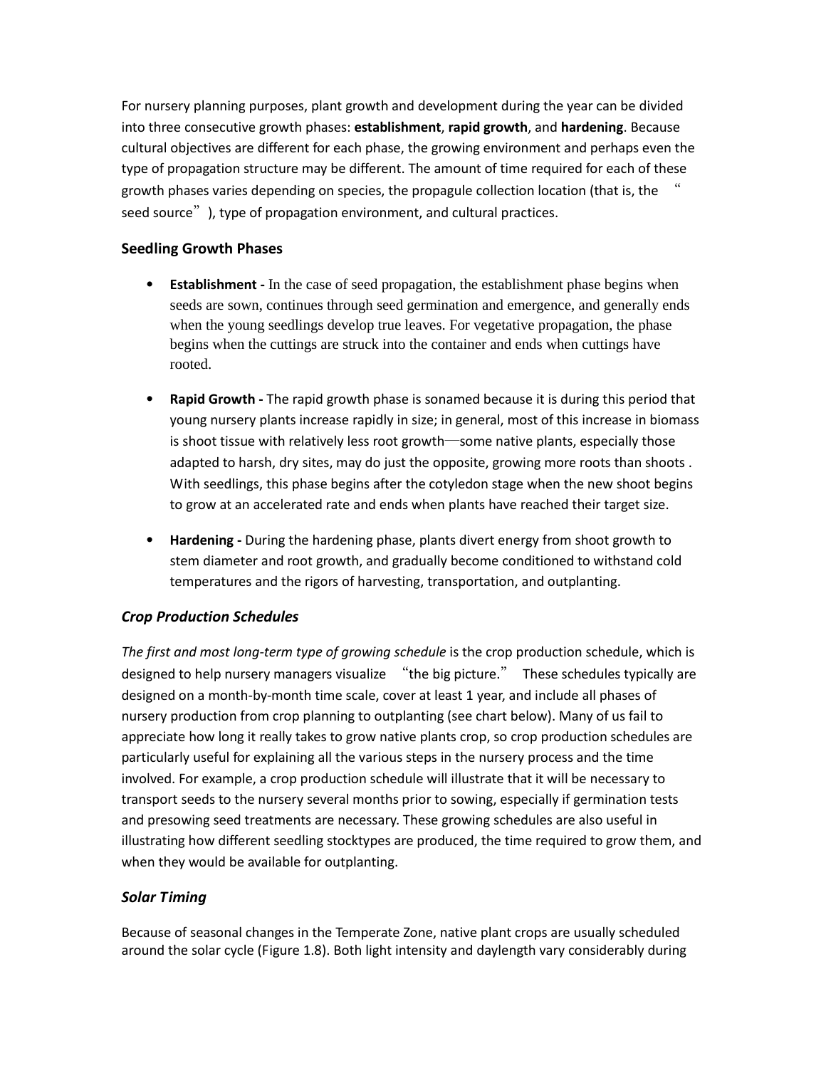For nursery planning purposes, plant growth and development during the year can be divided into three consecutive growth phases: **establishment**, **rapid growth**, and **hardening**. Because cultural objectives are different for each phase, the growing environment and perhaps even the type of propagation structure may be different. The amount of time required for each of these growth phases varies depending on species, the propagule collection location (that is, the "seed source"), type of propagation environment, and cultural practices.

### Seedling Growth Phases

- **Establishment -** In the case of seed propagation, the establishment phase begins when seeds are sown, continues through seed germination and emergence, and generally ends when the young seedlings develop true leaves. For vegetative propagation, the phase begins when the cuttings are struck into the container and ends when cuttings have rooted.
- **Rapid Growth -** The rapid growth phase is sonamed because it is during this period that young nursery plants increase rapidly in size; in general, most of this increase in biomass is shoot tissue with relatively less root growth—some native plants, especially those adapted to harsh, dry sites, may do just the opposite, growing more roots than shoots . With seedlings, this phase begins after the cotyledon stage when the new shoot begins to grow at an accelerated rate and ends when plants have reached their target size.
- **Hardening -** During the hardening phase, plants divert energy from shoot growth to stem diameter and root growth, and gradually become conditioned to withstand cold temperatures and the rigors of harvesting, transportation, and outplanting.

### *Crop Production Schedules*

*The first and most long-term type of growing schedule* is the crop production schedule, which is designed to help nursery managers visualize "the big picture." These schedules typically are designed on a month-by-month time scale, cover at least 1 year, and include all phases of nursery production from crop planning to outplanting (see chart below). Many of us fail to appreciate how long it really takes to grow native plants crop, so crop production schedules are particularly useful for explaining all the various steps in the nursery process and the time involved. For example, a crop production schedule will illustrate that it will be necessary to transport seeds to the nursery several months prior to sowing, especially if germination tests and presowing seed treatments are necessary. These growing schedules are also useful in illustrating how different seedling stocktypes are produced, the time required to grow them, and when they would be available for outplanting.

### *Solar Timing*

Because of seasonal changes in the Temperate Zone, native plant crops are usually scheduled around the solar cycle (Figure 1.8). Both light intensity and daylength vary considerably during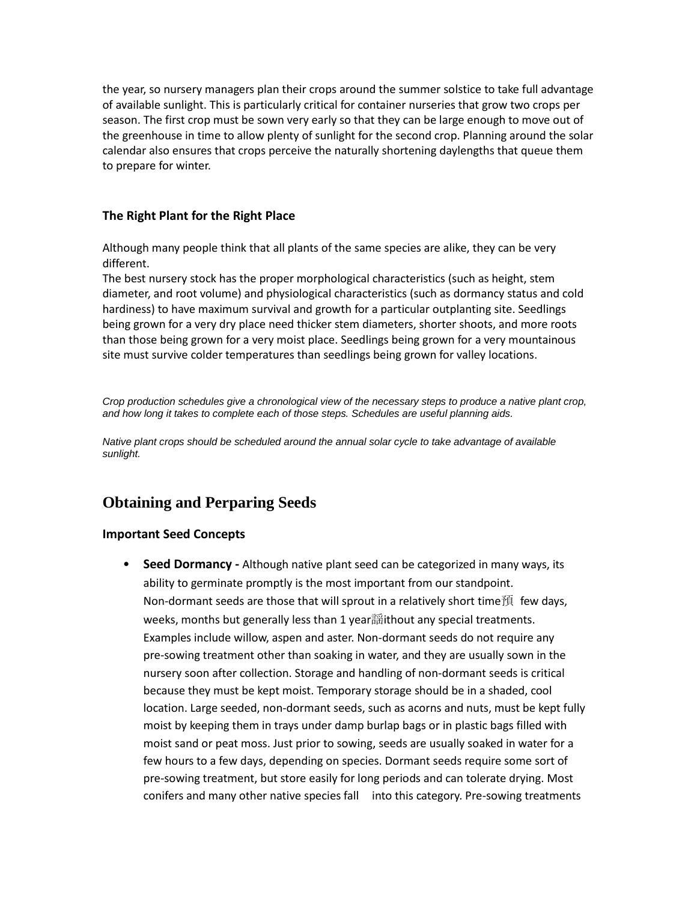the year, so nursery managers plan their crops around the summer solstice to take full advantage of available sunlight. This is particularly critical for container nurseries that grow two crops per season. The first crop must be sown very early so that they can be large enough to move out of the greenhouse in time to allow plenty of sunlight for the second crop. Planning around the solar calendar also ensures that crops perceive the naturally shortening daylengths that queue them to prepare for winter.

### The Right Plant for the Right Place

Although many people think that all plants of the same species are alike, they can be very different.
The best nursery stock has the proper morphological characteristics (such as height, stem diameter, and root volume) and physiological characteristics (such as dormancy status and cold hardiness) to have maximum survival and growth for a particular outplanting site. Seedlings being grown for a very dry place need thicker stem diameters, shorter shoots, and more roots than those being grown for a very moist place. Seedlings being grown for a very mountainous site must survive colder temperatures than seedlings being grown for valley locations.

*Crop production schedules give a chronological view of the necessary steps to produce a native plant crop, and how long it takes to complete each of those steps. Schedules are useful planning aids.*

*Native plant crops should be scheduled around the annual solar cycle to take advantage of available sunlight.*

## Obtaining and Perparing Seeds

### Important Seed Concepts

- **Seed Dormancy -** Although native plant seed can be categorized in many ways, its ability to germinate promptly is the most important from our standpoint.
  Non-dormant seeds are those that will sprout in a relatively short time預 few days, weeks, months but generally less than 1 year謡ithout any special treatments. Examples include willow, aspen and aster. Non-dormant seeds do not require any pre-sowing treatment other than soaking in water, and they are usually sown in the nursery soon after collection. Storage and handling of non-dormant seeds is critical because they must be kept moist. Temporary storage should be in a shaded, cool location. Large seeded, non-dormant seeds, such as acorns and nuts, must be kept fully moist by keeping them in trays under damp burlap bags or in plastic bags filled with moist sand or peat moss. Just prior to sowing, seeds are usually soaked in water for a few hours to a few days, depending on species. Dormant seeds require some sort of pre-sowing treatment, but store easily for long periods and can tolerate drying. Most conifers and many other native species fall into this category. Pre-sowing treatments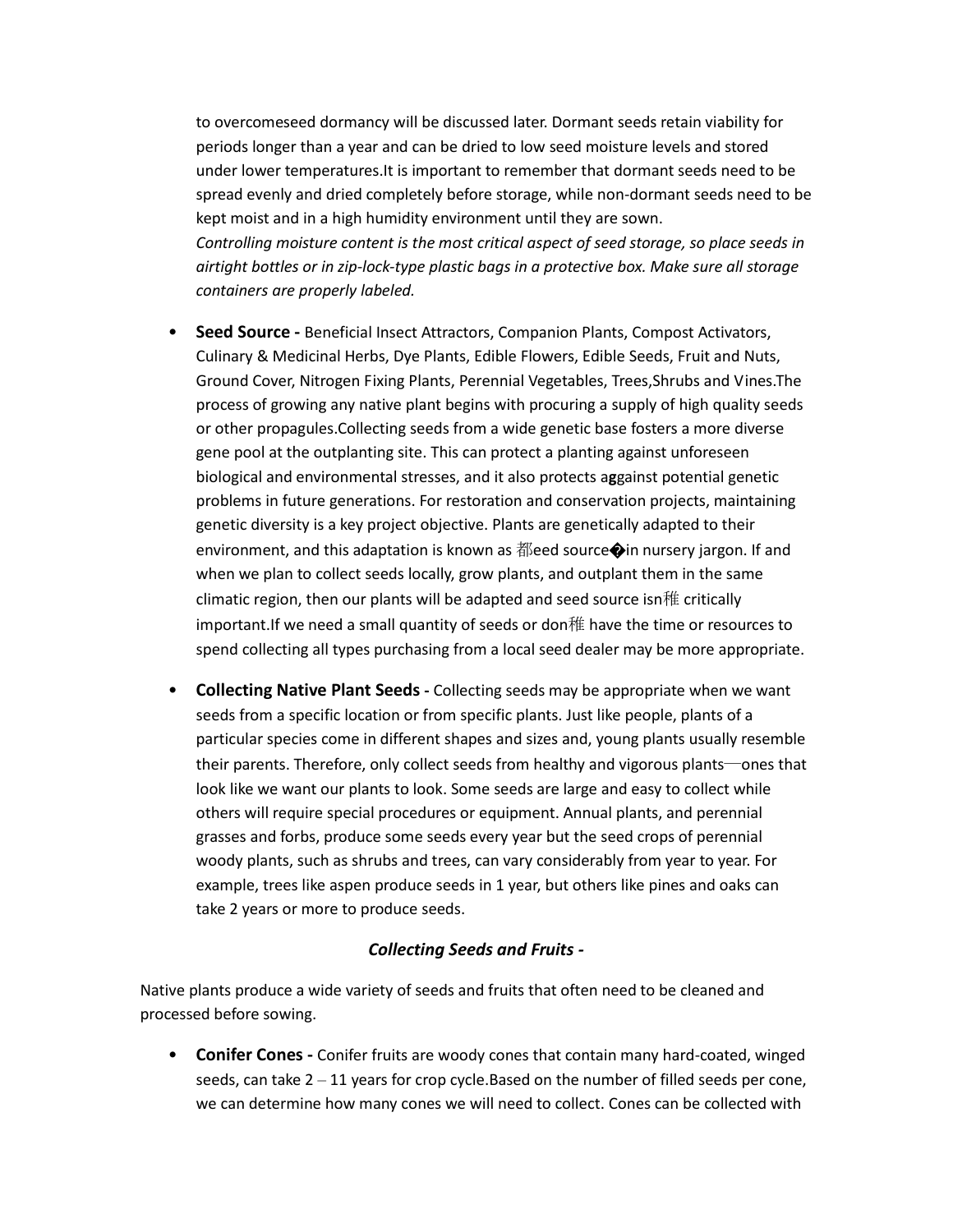to overcomeseed dormancy will be discussed later. Dormant seeds retain viability for periods longer than a year and can be dried to low seed moisture levels and stored under lower temperatures.It is important to remember that dormant seeds need to be spread evenly and dried completely before storage, while non-dormant seeds need to be kept moist and in a high humidity environment until they are sown.
*Controlling moisture content is the most critical aspect of seed storage, so place seeds in airtight bottles or in zip-lock-type plastic bags in a protective box. Make sure all storage containers are properly labeled.*

- **Seed Source -** Beneficial Insect Attractors, Companion Plants, Compost Activators, Culinary & Medicinal Herbs, Dye Plants, Edible Flowers, Edible Seeds, Fruit and Nuts, Ground Cover, Nitrogen Fixing Plants, Perennial Vegetables, Trees,Shrubs and Vines.The process of growing any native plant begins with procuring a supply of high quality seeds or other propagules.Collecting seeds from a wide genetic base fosters a more diverse gene pool at the outplanting site. This can protect a planting against unforeseen biological and environmental stresses, and it also protects aggainst potential genetic problems in future generations. For restoration and conservation projects, maintaining genetic diversity is a key project objective. Plants are genetically adapted to their environment, and this adaptation is known as 都eed source�in nursery jargon. If and when we plan to collect seeds locally, grow plants, and outplant them in the same climatic region, then our plants will be adapted and seed source isn稚 critically important.If we need a small quantity of seeds or don稚 have the time or resources to spend collecting all types purchasing from a local seed dealer may be more appropriate.

- **Collecting Native Plant Seeds -** Collecting seeds may be appropriate when we want seeds from a specific location or from specific plants. Just like people, plants of a particular species come in different shapes and sizes and, young plants usually resemble their parents. Therefore, only collect seeds from healthy and vigorous plants—ones that look like we want our plants to look. Some seeds are large and easy to collect while others will require special procedures or equipment. Annual plants, and perennial grasses and forbs, produce some seeds every year but the seed crops of perennial woody plants, such as shrubs and trees, can vary considerably from year to year. For example, trees like aspen produce seeds in 1 year, but others like pines and oaks can take 2 years or more to produce seeds.

### *Collecting Seeds and Fruits -*

Native plants produce a wide variety of seeds and fruits that often need to be cleaned and processed before sowing.

- **Conifer Cones -** Conifer fruits are woody cones that contain many hard-coated, winged seeds, can take 2 – 11 years for crop cycle.Based on the number of filled seeds per cone, we can determine how many cones we will need to collect. Cones can be collected with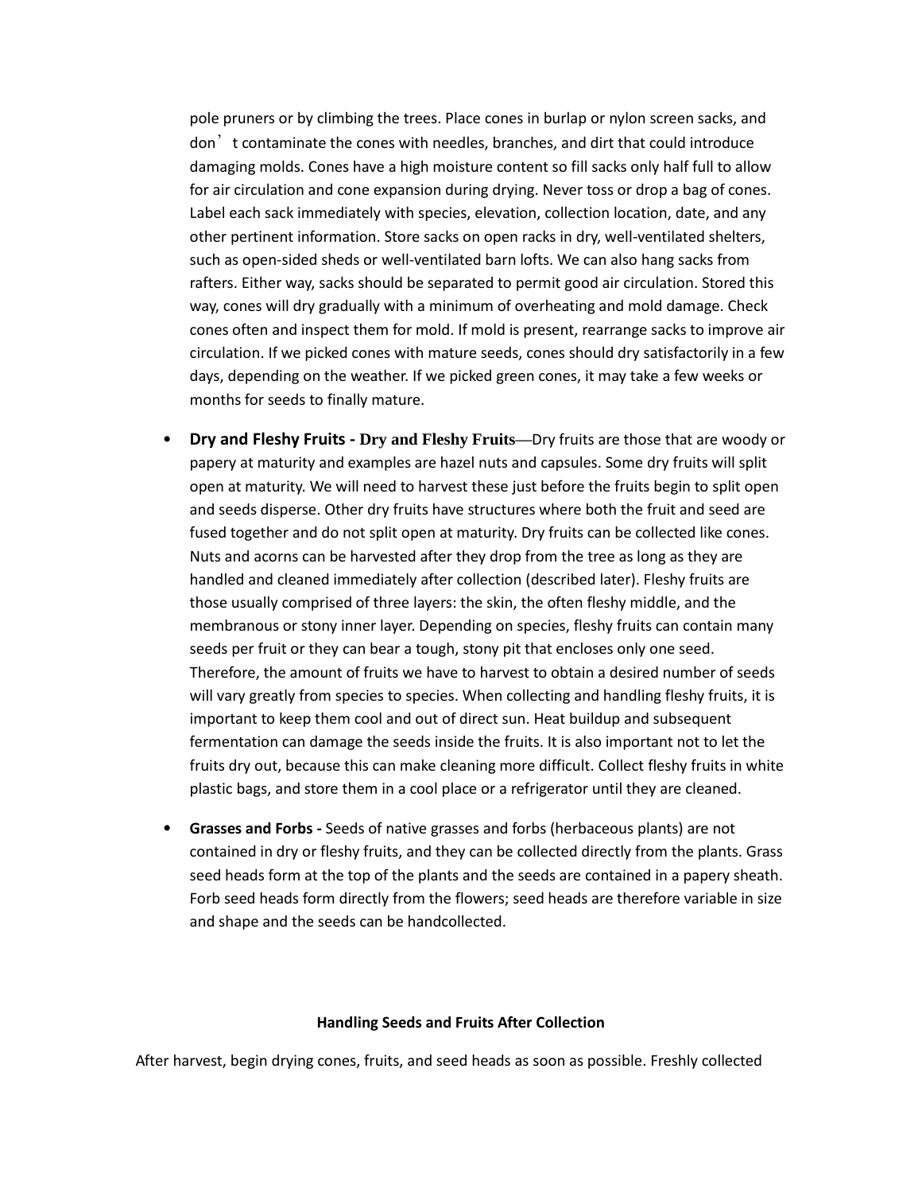pole pruners or by climbing the trees. Place cones in burlap or nylon screen sacks, and don't contaminate the cones with needles, branches, and dirt that could introduce damaging molds. Cones have a high moisture content so fill sacks only half full to allow for air circulation and cone expansion during drying. Never toss or drop a bag of cones. Label each sack immediately with species, elevation, collection location, date, and any other pertinent information. Store sacks on open racks in dry, well-ventilated shelters, such as open-sided sheds or well-ventilated barn lofts. We can also hang sacks from rafters. Either way, sacks should be separated to permit good air circulation. Stored this way, cones will dry gradually with a minimum of overheating and mold damage. Check cones often and inspect them for mold. If mold is present, rearrange sacks to improve air circulation. If we picked cones with mature seeds, cones should dry satisfactorily in a few days, depending on the weather. If we picked green cones, it may take a few weeks or months for seeds to finally mature.

- **Dry and Fleshy Fruits - Dry and Fleshy Fruits**—Dry fruits are those that are woody or papery at maturity and examples are hazel nuts and capsules. Some dry fruits will split open at maturity. We will need to harvest these just before the fruits begin to split open and seeds disperse. Other dry fruits have structures where both the fruit and seed are fused together and do not split open at maturity. Dry fruits can be collected like cones. Nuts and acorns can be harvested after they drop from the tree as long as they are handled and cleaned immediately after collection (described later). Fleshy fruits are those usually comprised of three layers: the skin, the often fleshy middle, and the membranous or stony inner layer. Depending on species, fleshy fruits can contain many seeds per fruit or they can bear a tough, stony pit that encloses only one seed. Therefore, the amount of fruits we have to harvest to obtain a desired number of seeds will vary greatly from species to species. When collecting and handling fleshy fruits, it is important to keep them cool and out of direct sun. Heat buildup and subsequent fermentation can damage the seeds inside the fruits. It is also important not to let the fruits dry out, because this can make cleaning more difficult. Collect fleshy fruits in white plastic bags, and store them in a cool place or a refrigerator until they are cleaned.

- **Grasses and Forbs -** Seeds of native grasses and forbs (herbaceous plants) are not contained in dry or fleshy fruits, and they can be collected directly from the plants. Grass seed heads form at the top of the plants and the seeds are contained in a papery sheath. Forb seed heads form directly from the flowers; seed heads are therefore variable in size and shape and the seeds can be handcollected.

## Handling Seeds and Fruits After Collection

After harvest, begin drying cones, fruits, and seed heads as soon as possible. Freshly collected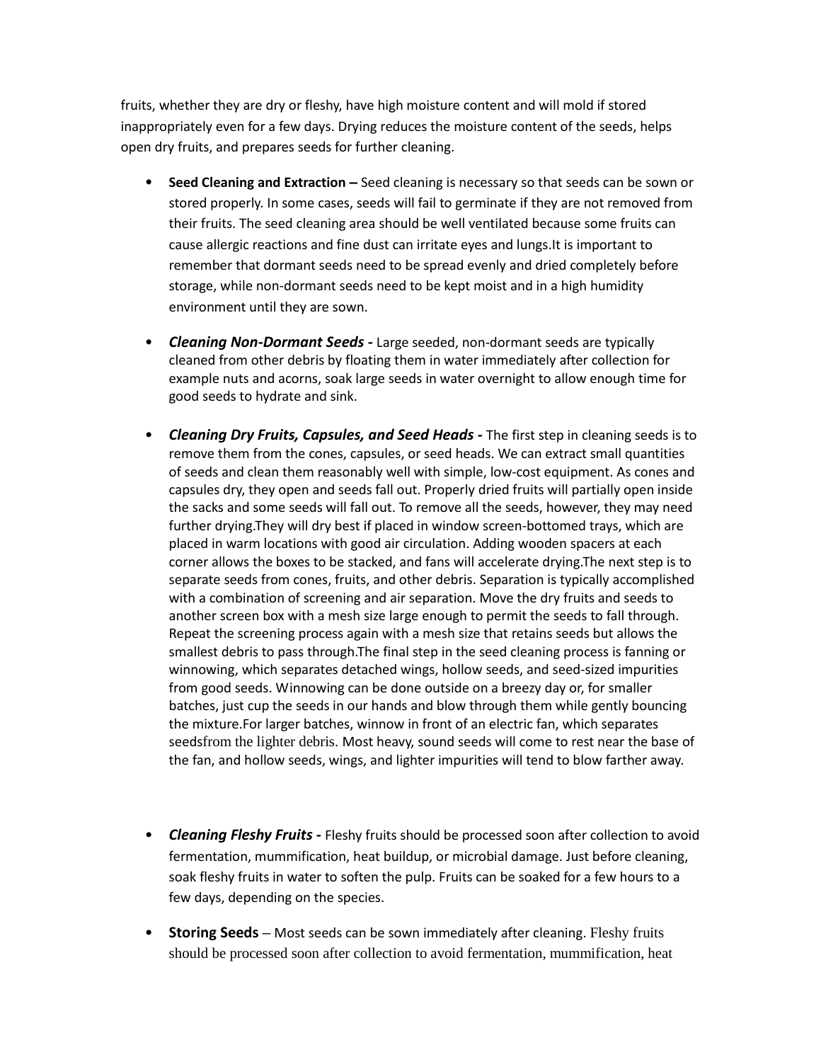fruits, whether they are dry or fleshy, have high moisture content and will mold if stored inappropriately even for a few days. Drying reduces the moisture content of the seeds, helps open dry fruits, and prepares seeds for further cleaning.

- **Seed Cleaning and Extraction –** Seed cleaning is necessary so that seeds can be sown or stored properly. In some cases, seeds will fail to germinate if they are not removed from their fruits. The seed cleaning area should be well ventilated because some fruits can cause allergic reactions and fine dust can irritate eyes and lungs.It is important to remember that dormant seeds need to be spread evenly and dried completely before storage, while non-dormant seeds need to be kept moist and in a high humidity environment until they are sown.

- ***Cleaning Non-Dormant Seeds -*** Large seeded, non-dormant seeds are typically cleaned from other debris by floating them in water immediately after collection for example nuts and acorns, soak large seeds in water overnight to allow enough time for good seeds to hydrate and sink.

- ***Cleaning Dry Fruits, Capsules, and Seed Heads -*** The first step in cleaning seeds is to remove them from the cones, capsules, or seed heads. We can extract small quantities of seeds and clean them reasonably well with simple, low-cost equipment. As cones and capsules dry, they open and seeds fall out. Properly dried fruits will partially open inside the sacks and some seeds will fall out. To remove all the seeds, however, they may need further drying.They will dry best if placed in window screen-bottomed trays, which are placed in warm locations with good air circulation. Adding wooden spacers at each corner allows the boxes to be stacked, and fans will accelerate drying.The next step is to separate seeds from cones, fruits, and other debris. Separation is typically accomplished with a combination of screening and air separation. Move the dry fruits and seeds to another screen box with a mesh size large enough to permit the seeds to fall through. Repeat the screening process again with a mesh size that retains seeds but allows the smallest debris to pass through.The final step in the seed cleaning process is fanning or winnowing, which separates detached wings, hollow seeds, and seed-sized impurities from good seeds. Winnowing can be done outside on a breezy day or, for smaller batches, just cup the seeds in our hands and blow through them while gently bouncing the mixture.For larger batches, winnow in front of an electric fan, which separates seedsfrom the lighter debris. Most heavy, sound seeds will come to rest near the base of the fan, and hollow seeds, wings, and lighter impurities will tend to blow farther away.

- ***Cleaning Fleshy Fruits -*** Fleshy fruits should be processed soon after collection to avoid fermentation, mummification, heat buildup, or microbial damage. Just before cleaning, soak fleshy fruits in water to soften the pulp. Fruits can be soaked for a few hours to a few days, depending on the species.

- **Storing Seeds** – Most seeds can be sown immediately after cleaning. Fleshy fruits should be processed soon after collection to avoid fermentation, mummification, heat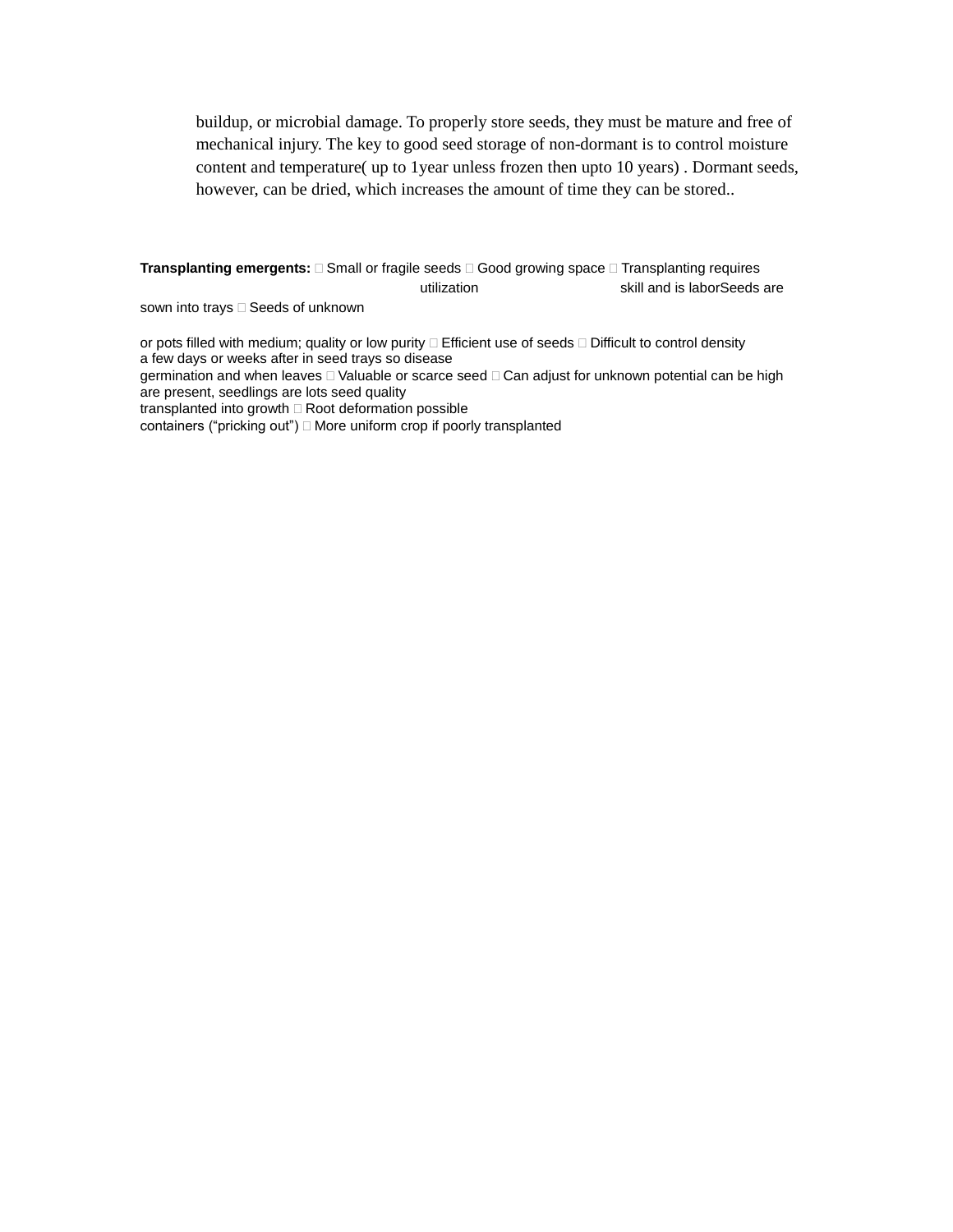buildup, or microbial damage. To properly store seeds, they must be mature and free of mechanical injury. The key to good seed storage of non-dormant is to control moisture content and temperature( up to 1year unless frozen then upto 10 years) . Dormant seeds, however, can be dried, which increases the amount of time they can be stored..

**Transplanting emergents:**  Small or fragile seeds  Good growing space  Transplanting requires
utilization skill and is laborSeeds are sown into trays  Seeds of unknown

or pots filled with medium; quality or low purity  Efficient use of seeds  Difficult to control density
a few days or weeks after in seed trays so disease
germination and when leaves  Valuable or scarce seed  Can adjust for unknown potential can be high
are present, seedlings are lots seed quality
transplanted into growth  Root deformation possible
containers ("pricking out")  More uniform crop if poorly transplanted